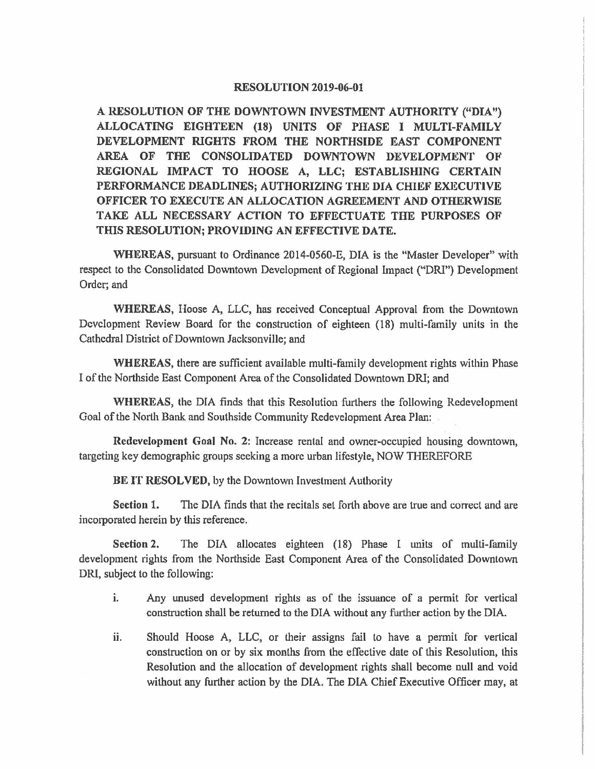# RESOLUTION 2019-06-01

**A RESOLUTION OF THE DOWNTOWN INVESTMENT AUTHORITY ("DIA") ALLOCATING EIGHTEEN (18) UNITS OF PHASE I MULTI-FAMILY DEVELOPMENT RIGHTS FROM THE NORTHSIDE EAST COMPONENT AREA OF THE CONSOLIDATED DOWNTOWN DEVELOPMENT OF REGIONAL IMPACT TO HOOSE A, LLC; ESTABLISHING CERTAIN PERFORMANCE DEADLINES; AUTHORIZING THE DIA CHIEF EXECUTIVE OFFICER TO EXECUTE AN ALLOCATION AGREEMENT AND OTHERWISE TAKE ALL NECESSARY ACTION TO EFFECTUATE THE PURPOSES OF THIS RESOLUTION; PROVIDING AN EFFECTIVE DATE.**

**WHEREAS,** pursuant to Ordinance 2014-0560-E, DIA is the "Master Developer" with respect to the Consolidated Downtown Development of Regional Impact ("DRI") Development Order; and

**WHEREAS,** Hoose A, LLC, has received Conceptual Approval from the Downtown Development Review Board for the construction of eighteen (18) multi-family units in the Cathedral District of Downtown Jacksonville; and

**WHEREAS,** there are sufficient available multi-family development rights within Phase I of the Northside East Component Area of the Consolidated Downtown DRI; and

**WHEREAS,** the DIA finds that this Resolution furthers the following Redevelopment Goal of the North Bank and Southside Community Redevelopment Area Plan:

**Redevelopment Goal No. 2:** Increase rental and owner-occupied housing downtown, targeting key demographic groups seeking a more urban lifestyle, NOW THEREFORE

**BE IT RESOLVED,** by the Downtown Investment Authority

**Section 1.** The DIA finds that the recitals set forth above are true and correct and are incorporated herein by this reference.

**Section 2.** The DIA allocates eighteen (18) Phase I units of multi-family development rights from the Northside East Component Area of the Consolidated Downtown DRI, subject to the following:

i. Any unused development rights as of the issuance of a permit for vertical construction shall be returned to the DIA without any further action by the DIA.

ii. Should Hoose A, LLC, or their assigns fail to have a permit for vertical construction on or by six months from the effective date of this Resolution, this Resolution and the allocation of development rights shall become null and void without any further action by the DIA. The DIA Chief Executive Officer may, at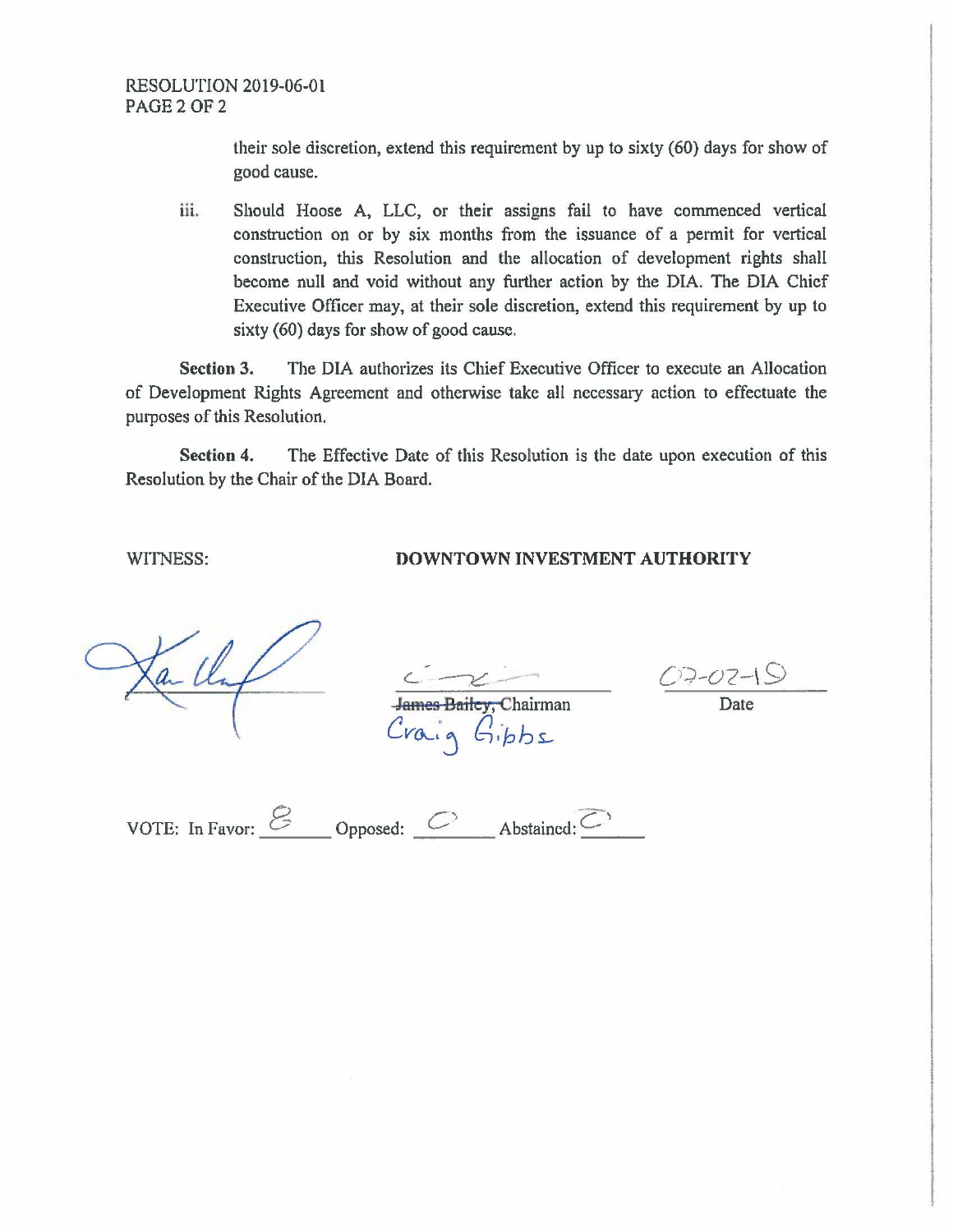their sole discretion, extend this requirement by up to sixty (60) days for show of good cause.

iii. Should Hoose A, LLC, or their assigns fail to have commenced vertical construction on or by six months from the issuance of a permit for vertical construction, this Resolution and the allocation of development rights shall become null and void without any further action by the DIA. The DIA Chief Executive Officer may, at their sole discretion, extend this requirement by up to sixty (60) days for show of good cause.

**Section 3.** The DIA authorizes its Chief Executive Officer to execute an Allocation of Development Rights Agreement and otherwise take all necessary action to effectuate the purposes of this Resolution.

**Section 4.** The Effective Date of this Resolution is the date upon execution of this Resolution by the Chair of the DIA Board.

WITNESS:

**DOWNTOWN INVESTMENT AUTHORITY**

~~James Bailey~~, Chairman
Craig Gibbs

Date: 07-02-19

VOTE: In Favor: 8 Opposed: 0 Abstained: 0